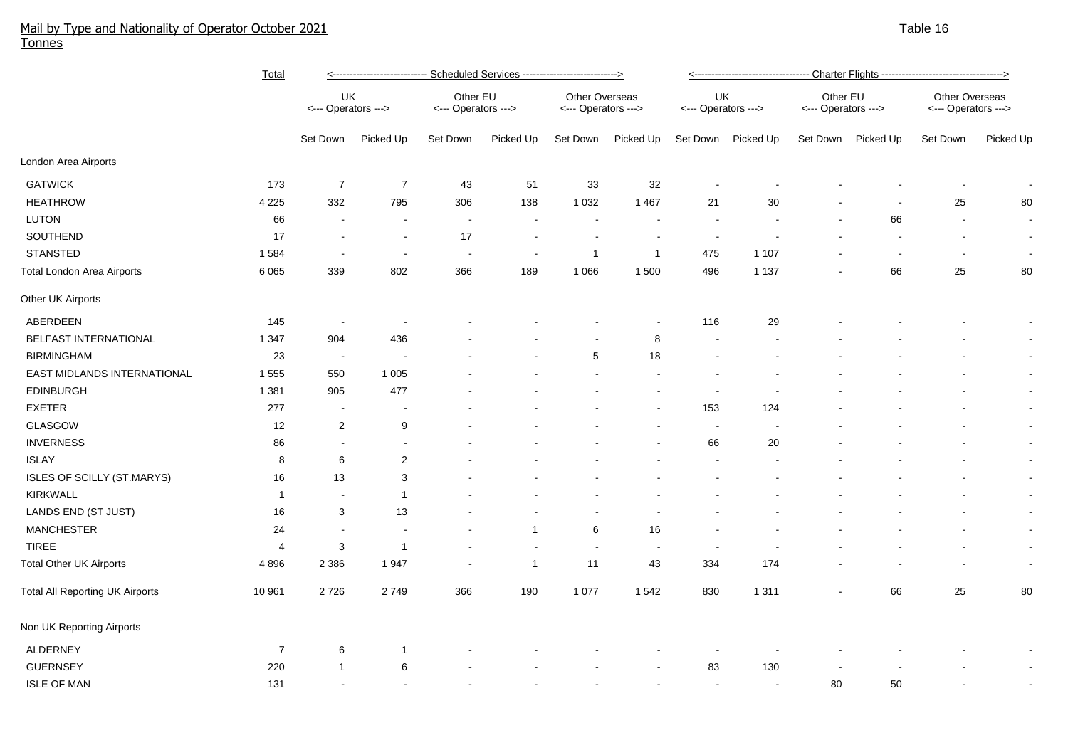# Mail by Type and Nationality of Operator October 2021

Tonnes

Table 16

| | Total | Scheduled Services | | | | | | Charter Flights | | | | | |
|---|---|---|---|---|---|---|---|---|---|---|---|---|---|
| | | UK <--- Operators ---> | | Other EU <--- Operators ---> | | Other Overseas <--- Operators ---> | | UK <--- Operators ---> | | Other EU <--- Operators ---> | | Other Overseas <--- Operators ---> | |
| | | Set Down | Picked Up | Set Down | Picked Up | Set Down | Picked Up | Set Down | Picked Up | Set Down | Picked Up | Set Down | Picked Up |
| **London Area Airports** | | | | | | | | | | | | | |
| GATWICK | 173 | 7 | 7 | 43 | 51 | 33 | 32 | - | - | - | - | - | - |
| HEATHROW | 4 225 | 332 | 795 | 306 | 138 | 1 032 | 1 467 | 21 | 30 | - | - | 25 | 80 |
| LUTON | 66 | - | - | - | - | - | - | - | - | - | 66 | - | - |
| SOUTHEND | 17 | - | - | 17 | - | - | - | - | - | - | - | - | - |
| STANSTED | 1 584 | - | - | - | - | 1 | 1 | 475 | 1 107 | - | - | - | - |
| Total London Area Airports | 6 065 | 339 | 802 | 366 | 189 | 1 066 | 1 500 | 496 | 1 137 | - | 66 | 25 | 80 |
| **Other UK Airports** | | | | | | | | | | | | | |
| ABERDEEN | 145 | - | - | - | - | - | - | 116 | 29 | - | - | - | - |
| BELFAST INTERNATIONAL | 1 347 | 904 | 436 | - | - | - | 8 | - | - | - | - | - | - |
| BIRMINGHAM | 23 | - | - | - | - | 5 | 18 | - | - | - | - | - | - |
| EAST MIDLANDS INTERNATIONAL | 1 555 | 550 | 1 005 | - | - | - | - | - | - | - | - | - | - |
| EDINBURGH | 1 381 | 905 | 477 | - | - | - | - | - | - | - | - | - | - |
| EXETER | 277 | - | - | - | - | - | - | 153 | 124 | - | - | - | - |
| GLASGOW | 12 | 2 | 9 | - | - | - | - | - | - | - | - | - | - |
| INVERNESS | 86 | - | - | - | - | - | - | 66 | 20 | - | - | - | - |
| ISLAY | 8 | 6 | 2 | - | - | - | - | - | - | - | - | - | - |
| ISLES OF SCILLY (ST.MARYS) | 16 | 13 | 3 | - | - | - | - | - | - | - | - | - | - |
| KIRKWALL | 1 | - | 1 | - | - | - | - | - | - | - | - | - | - |
| LANDS END (ST JUST) | 16 | 3 | 13 | - | - | - | - | - | - | - | - | - | - |
| MANCHESTER | 24 | - | - | - | 1 | 6 | 16 | - | - | - | - | - | - |
| TIREE | 4 | 3 | 1 | - | - | - | - | - | - | - | - | - | - |
| Total Other UK Airports | 4 896 | 2 386 | 1 947 | - | 1 | 11 | 43 | 334 | 174 | - | - | - | - |
| Total All Reporting UK Airports | 10 961 | 2 726 | 2 749 | 366 | 190 | 1 077 | 1 542 | 830 | 1 311 | - | 66 | 25 | 80 |
| **Non UK Reporting Airports** | | | | | | | | | | | | | |
| ALDERNEY | 7 | 6 | 1 | - | - | - | - | - | - | - | - | - | - |
| GUERNSEY | 220 | 1 | 6 | - | - | - | - | 83 | 130 | - | - | - | - |
| ISLE OF MAN | 131 | - | - | - | - | - | - | - | - | 80 | 50 | - | - |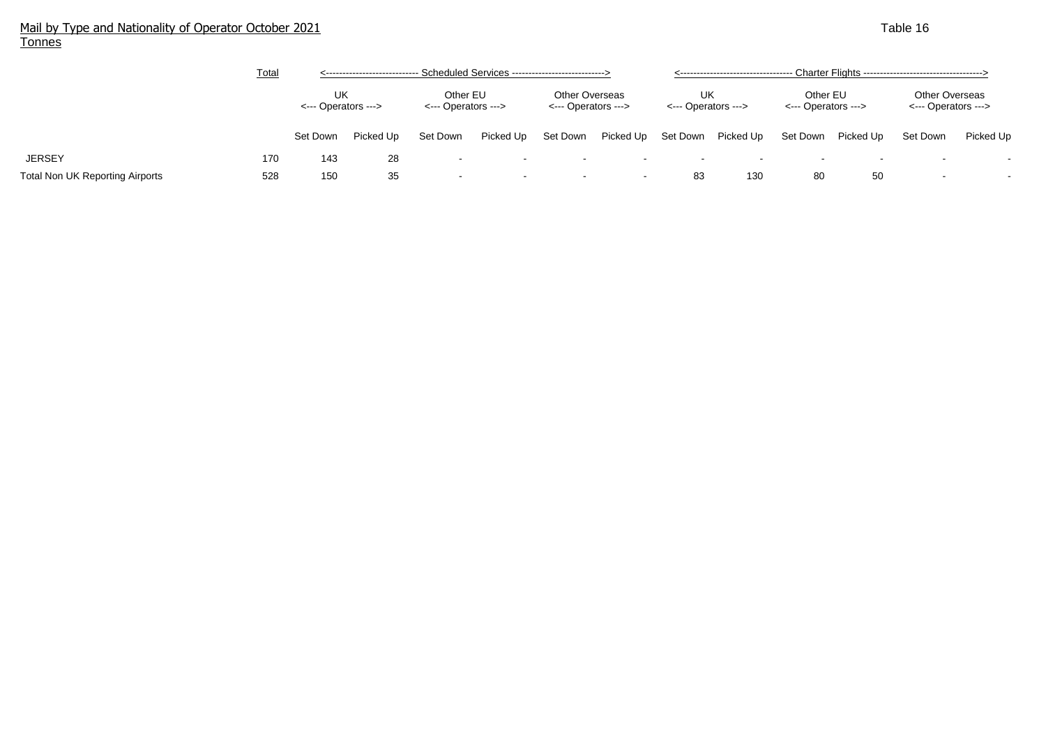Mail by Type and Nationality of Operator October 2021

Tonnes

Table 16

| | Total | Scheduled Services | | | | | | Charter Flights | | | | | |
|---|---|---|---|---|---|---|---|---|---|---|---|---|---|
| | | UK <--- Operators ---> | | Other EU <--- Operators ---> | | Other Overseas <--- Operators ---> | | UK <--- Operators ---> | | Other EU <--- Operators ---> | | Other Overseas <--- Operators ---> | |
| | | Set Down | Picked Up | Set Down | Picked Up | Set Down | Picked Up | Set Down | Picked Up | Set Down | Picked Up | Set Down | Picked Up |
| JERSEY | 170 | 143 | 28 | - | - | - | - | - | - | - | - | - | - |
| Total Non UK Reporting Airports | 528 | 150 | 35 | - | - | - | - | 83 | 130 | 80 | 50 | - | - |